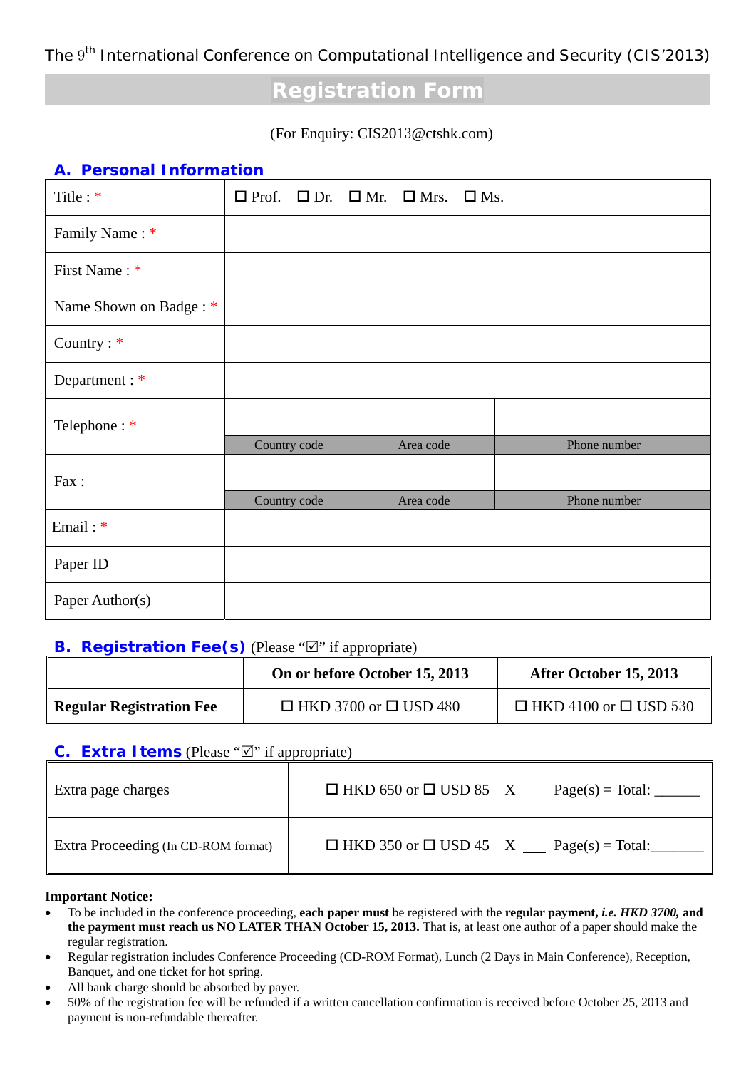The 9th International Conference on Computational Intelligence and Security (CIS'2013)

# Registration Form

(For Enquiry: CIS2013@ctshk.com)

## A. Personal Information

| | | | |
|---|---|---|---|
| Title : * | ☐ Prof. ☐ Dr. ☐ Mr. ☐ Mrs. ☐ Ms. | | |
| Family Name : * | | | |
| First Name : * | | | |
| Name Shown on Badge : * | | | |
| Country : * | | | |
| Department : * | | | |
| Telephone : * | Country code | Area code | Phone number |
| Fax : | Country code | Area code | Phone number |
| Email : * | | | |
| Paper ID | | | |
| Paper Author(s) | | | |

## B. Registration Fee(s) (Please "☑" if appropriate)

| | On or before October 15, 2013 | After October 15, 2013 |
|---|---|---|
| **Regular Registration Fee** | ☐ HKD 3700 or ☐ USD 480 | ☐ HKD 4100 or ☐ USD 530 |

## C. Extra Items (Please "☑" if appropriate)

| | |
|---|---|
| Extra page charges | ☐ HKD 650 or ☐ USD 85 X ___ Page(s) = Total: ______ |
| Extra Proceeding (In CD-ROM format) | ☐ HKD 350 or ☐ USD 45 X ___ Page(s) = Total:_______ |

**Important Notice:**

- To be included in the conference proceeding, **each paper must** be registered with the **regular payment, *i.e. HKD 3700*, and the payment must reach us NO LATER THAN October 15, 2013.** That is, at least one author of a paper should make the regular registration.
- Regular registration includes Conference Proceeding (CD-ROM Format), Lunch (2 Days in Main Conference), Reception, Banquet, and one ticket for hot spring.
- All bank charge should be absorbed by payer.
- 50% of the registration fee will be refunded if a written cancellation confirmation is received before October 25, 2013 and payment is non-refundable thereafter.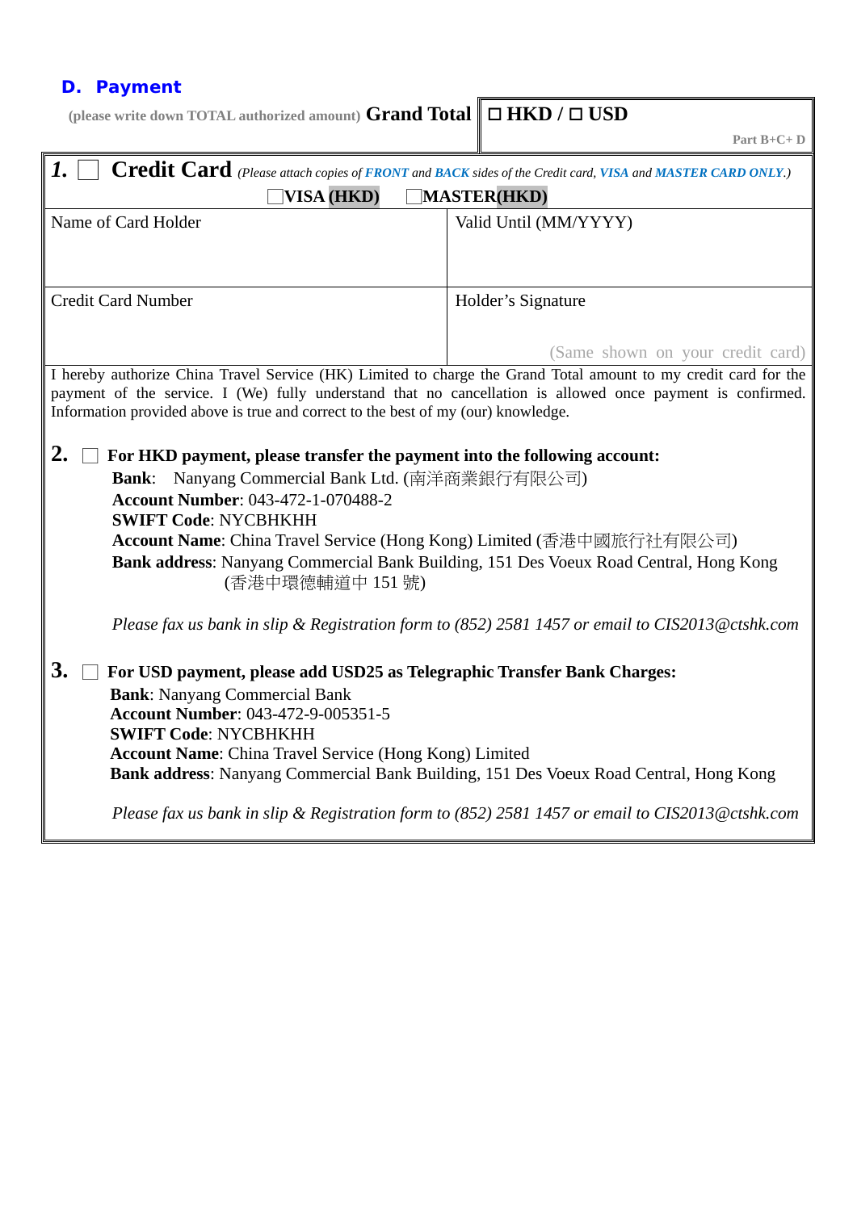## D. Payment

(please write down TOTAL authorized amount) **Grand Total** | **☐ HKD / ☐ USD**

Part B+C+ D

**1.** ☐ **Credit Card** *(Please attach copies of* ***FRONT*** *and* ***BACK*** *sides of the Credit card,* ***VISA*** *and* ***MASTER CARD ONLY****.)*

☐**VISA (HKD)** ☐**MASTER(HKD)**

| | |
|---|---|
| Name of Card Holder | Valid Until (MM/YYYY) |
| Credit Card Number | Holder's Signature<br><br>(Same shown on your credit card) |

I hereby authorize China Travel Service (HK) Limited to charge the Grand Total amount to my credit card for the payment of the service. I (We) fully understand that no cancellation is allowed once payment is confirmed. Information provided above is true and correct to the best of my (our) knowledge.

**2.** ☐ **For HKD payment, please transfer the payment into the following account:**

**Bank**: Nanyang Commercial Bank Ltd. (南洋商業銀行有限公司)
**Account Number**: 043-472-1-070488-2
**SWIFT Code**: NYCBHKHH
**Account Name**: China Travel Service (Hong Kong) Limited (香港中國旅行社有限公司)
**Bank address**: Nanyang Commercial Bank Building, 151 Des Voeux Road Central, Hong Kong (香港中環德輔道中 151 號)

*Please fax us bank in slip & Registration form to (852) 2581 1457 or email to CIS2013@ctshk.com*

**3.** ☐ **For USD payment, please add USD25 as Telegraphic Transfer Bank Charges:**

**Bank**: Nanyang Commercial Bank
**Account Number**: 043-472-9-005351-5
**SWIFT Code**: NYCBHKHH
**Account Name**: China Travel Service (Hong Kong) Limited
**Bank address**: Nanyang Commercial Bank Building, 151 Des Voeux Road Central, Hong Kong

*Please fax us bank in slip & Registration form to (852) 2581 1457 or email to CIS2013@ctshk.com*